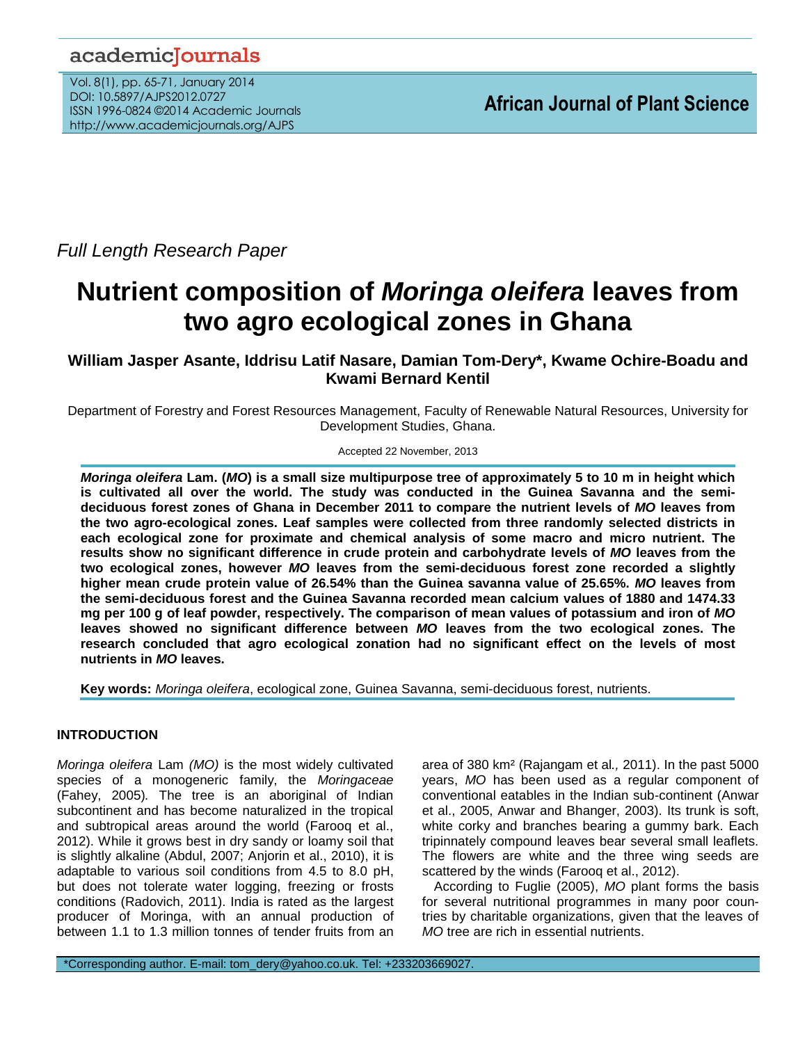*Full Length Research Paper*

# Nutrient composition of *Moringa oleifera* leaves from two agro ecological zones in Ghana

**William Jasper Asante, Iddrisu Latif Nasare, Damian Tom-Dery\*, Kwame Ochire-Boadu and Kwami Bernard Kentil**

Department of Forestry and Forest Resources Management, Faculty of Renewable Natural Resources, University for Development Studies, Ghana.

Accepted 22 November, 2013

***Moringa oleifera* Lam. (*MO*) is a small size multipurpose tree of approximately 5 to 10 m in height which is cultivated all over the world. The study was conducted in the Guinea Savanna and the semi-deciduous forest zones of Ghana in December 2011 to compare the nutrient levels of *MO* leaves from the two agro-ecological zones. Leaf samples were collected from three randomly selected districts in each ecological zone for proximate and chemical analysis of some macro and micro nutrient. The results show no significant difference in crude protein and carbohydrate levels of *MO* leaves from the two ecological zones, however *MO* leaves from the semi-deciduous forest zone recorded a slightly higher mean crude protein value of 26.54% than the Guinea savanna value of 25.65%. *MO* leaves from the semi-deciduous forest and the Guinea Savanna recorded mean calcium values of 1880 and 1474.33 mg per 100 g of leaf powder, respectively. The comparison of mean values of potassium and iron of *MO* leaves showed no significant difference between *MO* leaves from the two ecological zones. The research concluded that agro ecological zonation had no significant effect on the levels of most nutrients in *MO* leaves.**

**Key words:** *Moringa oleifera*, ecological zone, Guinea Savanna, semi-deciduous forest, nutrients.

## INTRODUCTION

*Moringa oleifera* Lam *(MO)* is the most widely cultivated species of a monogeneric family, the *Moringaceae* (Fahey, 2005)*.* The tree is an aboriginal of Indian subcontinent and has become naturalized in the tropical and subtropical areas around the world (Farooq et al., 2012). While it grows best in dry sandy or loamy soil that is slightly alkaline (Abdul, 2007; Anjorin et al., 2010), it is adaptable to various soil conditions from 4.5 to 8.0 pH, but does not tolerate water logging, freezing or frosts conditions (Radovich, 2011). India is rated as the largest producer of Moringa, with an annual production of between 1.1 to 1.3 million tonnes of tender fruits from an area of 380 km² (Rajangam et al*.,* 2011). In the past 5000 years, *MO* has been used as a regular component of conventional eatables in the Indian sub-continent (Anwar et al., 2005, Anwar and Bhanger, 2003). Its trunk is soft, white corky and branches bearing a gummy bark. Each tripinnately compound leaves bear several small leaflets. The flowers are white and the three wing seeds are scattered by the winds (Farooq et al., 2012).

According to Fuglie (2005), *MO* plant forms the basis for several nutritional programmes in many poor countries by charitable organizations, given that the leaves of *MO* tree are rich in essential nutrients.

\*Corresponding author. E-mail: tom_dery@yahoo.co.uk. Tel: +233203669027.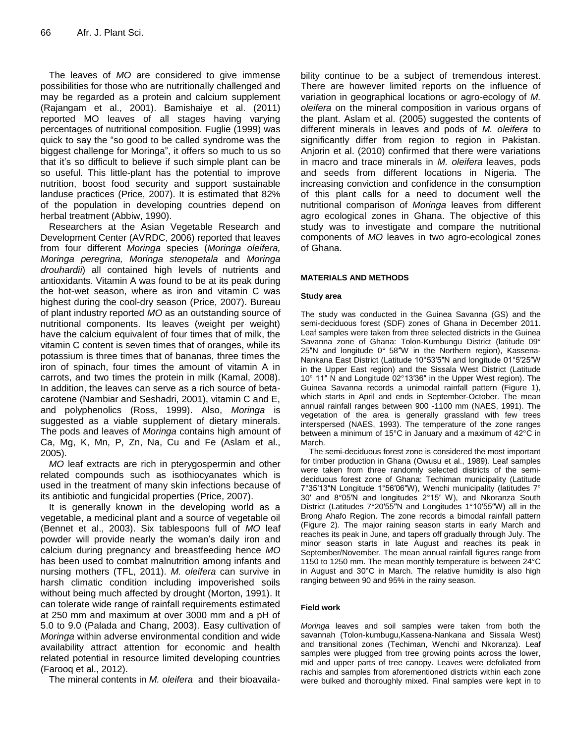The leaves of *MO* are considered to give immense possibilities for those who are nutritionally challenged and may be regarded as a protein and calcium supplement (Rajangam et al., 2001). Bamishaiye et al. (2011) reported MO leaves of all stages having varying percentages of nutritional composition. Fuglie (1999) was quick to say the "so good to be called syndrome was the biggest challenge for Moringa", it offers so much to us so that it's so difficult to believe if such simple plant can be so useful. This little-plant has the potential to improve nutrition, boost food security and support sustainable landuse practices (Price, 2007). It is estimated that 82% of the population in developing countries depend on herbal treatment (Abbiw, 1990).

Researchers at the Asian Vegetable Research and Development Center (AVRDC, 2006) reported that leaves from four different *Moringa* species (*Moringa oleifera, Moringa peregrina, Moringa stenopetala* and *Moringa drouhardii*) all contained high levels of nutrients and antioxidants. Vitamin A was found to be at its peak during the hot-wet season, where as iron and vitamin C was highest during the cool-dry season (Price, 2007). Bureau of plant industry reported *MO* as an outstanding source of nutritional components. Its leaves (weight per weight) have the calcium equivalent of four times that of milk, the vitamin C content is seven times that of oranges, while its potassium is three times that of bananas, three times the iron of spinach, four times the amount of vitamin A in carrots, and two times the protein in milk (Kamal, 2008). In addition, the leaves can serve as a rich source of beta-carotene (Nambiar and Seshadri, 2001), vitamin C and E, and polyphenolics (Ross, 1999). Also, *Moringa* is suggested as a viable supplement of dietary minerals. The pods and leaves of *Moringa* contains high amount of Ca, Mg, K, Mn, P, Zn, Na, Cu and Fe (Aslam et al., 2005).

*MO* leaf extracts are rich in pterygospermin and other related compounds such as isothiocyanates which is used in the treatment of many skin infections because of its antibiotic and fungicidal properties (Price, 2007).

It is generally known in the developing world as a vegetable, a medicinal plant and a source of vegetable oil (Bennet et al., 2003). Six tablespoons full of *MO* leaf powder will provide nearly the woman's daily iron and calcium during pregnancy and breastfeeding hence *MO* has been used to combat malnutrition among infants and nursing mothers (TFL, 2011). *M. oleifera* can survive in harsh climatic condition including impoverished soils without being much affected by drought (Morton, 1991). It can tolerate wide range of rainfall requirements estimated at 250 mm and maximum at over 3000 mm and a pH of 5.0 to 9.0 (Palada and Chang, 2003). Easy cultivation of *Moringa* within adverse environmental condition and wide availability attract attention for economic and health related potential in resource limited developing countries (Farooq et al., 2012).

The mineral contents in *M. oleifera* and their bioavailability continue to be a subject of tremendous interest. There are however limited reports on the influence of variation in geographical locations or agro-ecology of *M. oleifera* on the mineral composition in various organs of the plant. Aslam et al. (2005) suggested the contents of different minerals in leaves and pods of *M. oleifera* to significantly differ from region to region in Pakistan. Anjorin et al. (2010) confirmed that there were variations in macro and trace minerals in *M. oleifera* leaves, pods and seeds from different locations in Nigeria. The increasing conviction and confidence in the consumption of this plant calls for a need to document well the nutritional comparison of *Moringa* leaves from different agro ecological zones in Ghana. The objective of this study was to investigate and compare the nutritional components of *MO* leaves in two agro-ecological zones of Ghana.

## MATERIALS AND METHODS

### Study area

The study was conducted in the Guinea Savanna (GS) and the semi-deciduous forest (SDF) zones of Ghana in December 2011. Leaf samples were taken from three selected districts in the Guinea Savanna zone of Ghana: Tolon-Kumbungu District (latitude 09° 25″N and longitude 0° 58″W in the Northern region), Kassena-Nankana East District (Latitude 10°53′5″N and longitude 01°5′25″W in the Upper East region) and the Sissala West District (Latitude 10° 11″ N and Longitude 02°13′36″ in the Upper West region). The Guinea Savanna records a unimodal rainfall pattern (Figure 1), which starts in April and ends in September-October. The mean annual rainfall ranges between 900 -1100 mm (NAES, 1991). The vegetation of the area is generally grassland with few trees interspersed (NAES, 1993). The temperature of the zone ranges between a minimum of 15°C in January and a maximum of 42°C in March.

The semi-deciduous forest zone is considered the most important for timber production in Ghana (Owusu et al., 1989). Leaf samples were taken from three randomly selected districts of the semi-deciduous forest zone of Ghana: Techiman municipality (Latitude 7°35′13″N Longitude 1°56′06″W), Wenchi municipality (latitudes 7° 30′ and 8°05′N and longitudes 2°15′ W), and Nkoranza South District (Latitudes 7°20′55″N and Longitudes 1°10′55″W) all in the Brong Ahafo Region. The zone records a bimodal rainfall pattern (Figure 2). The major raining season starts in early March and reaches its peak in June, and tapers off gradually through July. The minor season starts in late August and reaches its peak in September/November. The mean annual rainfall figures range from 1150 to 1250 mm. The mean monthly temperature is between 24°C in August and 30°C in March. The relative humidity is also high ranging between 90 and 95% in the rainy season.

### Field work

*Moringa* leaves and soil samples were taken from both the savannah (Tolon-kumbugu,Kassena-Nankana and Sissala West) and transitional zones (Techiman, Wenchi and Nkoranza). Leaf samples were plugged from tree growing points across the lower, mid and upper parts of tree canopy. Leaves were defoliated from rachis and samples from aforementioned districts within each zone were bulked and thoroughly mixed. Final samples were kept in to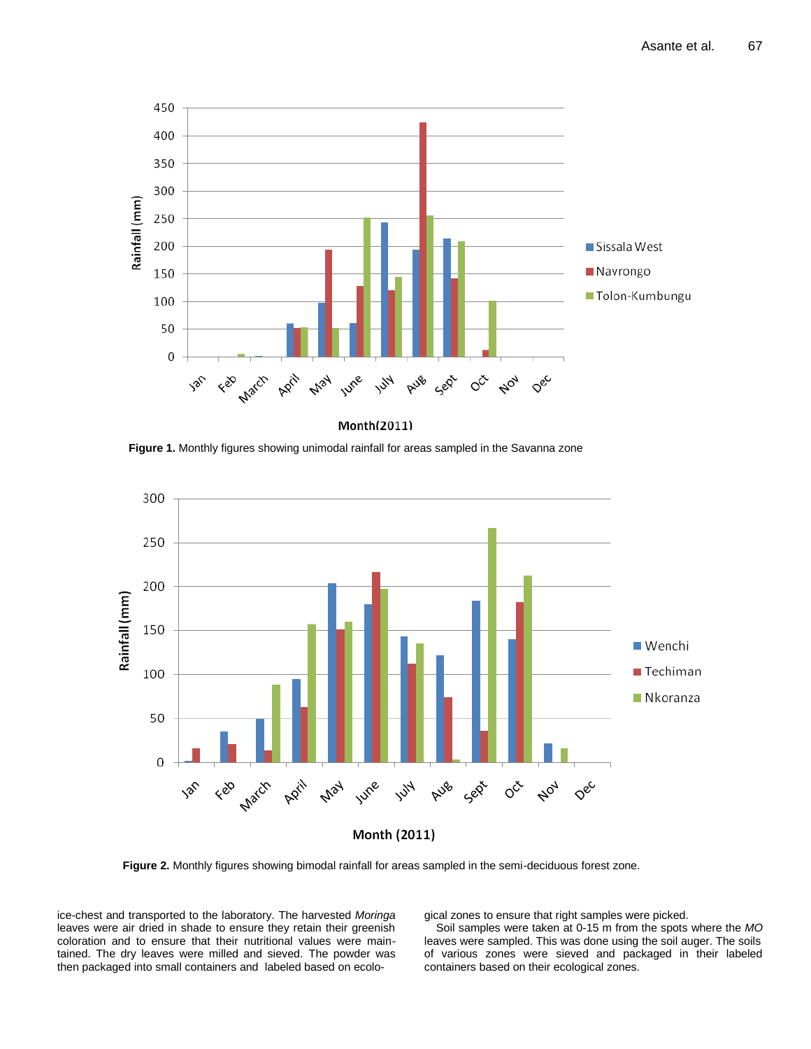Figure 1. Monthly figures showing unimodal rainfall for areas sampled in the Savanna zone

Figure 2. Monthly figures showing bimodal rainfall for areas sampled in the semi-deciduous forest zone.

ice-chest and transported to the laboratory. The harvested *Moringa* leaves were air dried in shade to ensure they retain their greenish coloration and to ensure that their nutritional values were maintained. The dry leaves were milled and sieved. The powder was then packaged into small containers and labeled based on ecological zones to ensure that right samples were picked.

Soil samples were taken at 0-15 m from the spots where the *MO* leaves were sampled. This was done using the soil auger. The soils of various zones were sieved and packaged in their labeled containers based on their ecological zones.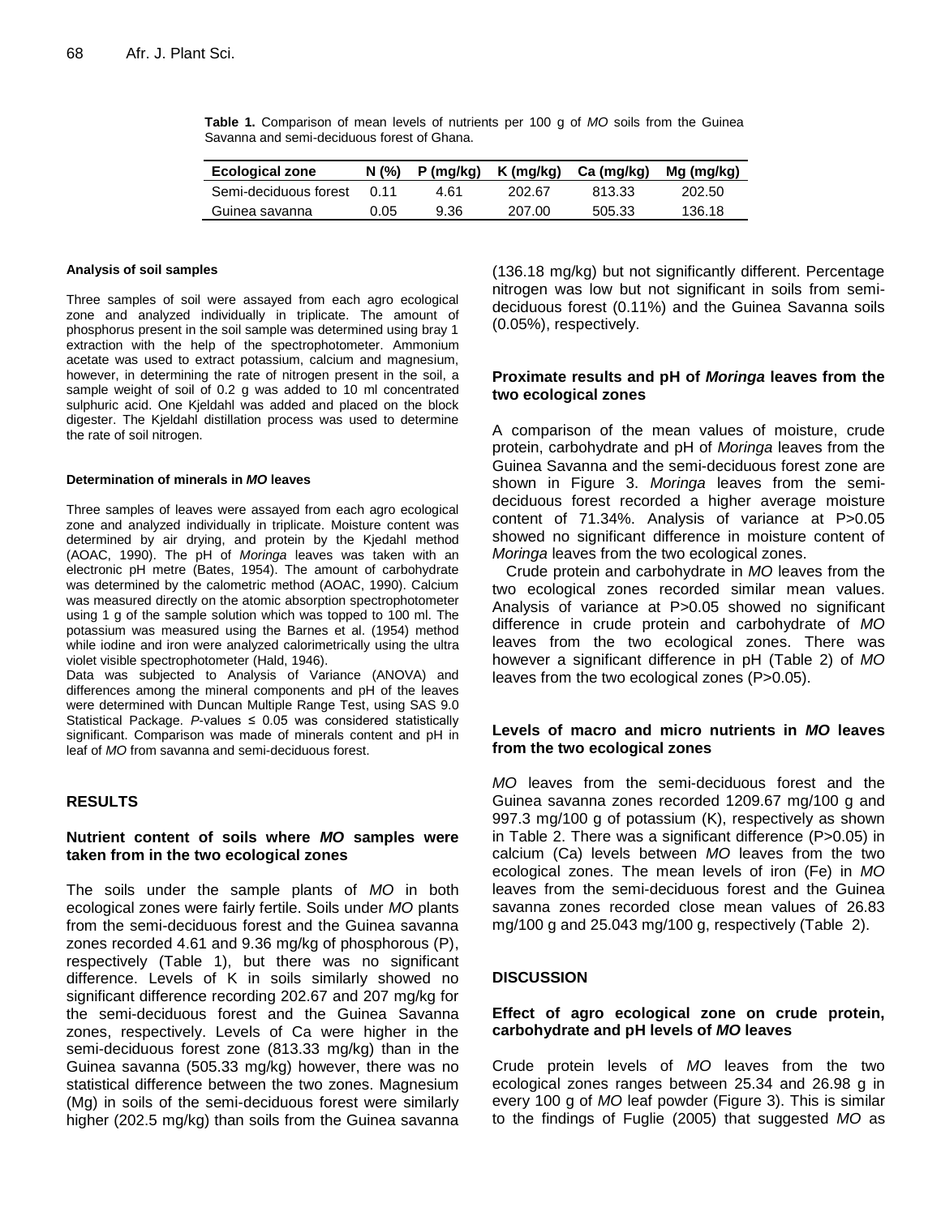**Table 1.** Comparison of mean levels of nutrients per 100 g of *MO* soils from the Guinea Savanna and semi-deciduous forest of Ghana.

| Ecological zone | N (%) | P (mg/kg) | K (mg/kg) | Ca (mg/kg) | Mg (mg/kg) |
|---|---|---|---|---|---|
| Semi-deciduous forest | 0.11 | 4.61 | 202.67 | 813.33 | 202.50 |
| Guinea savanna | 0.05 | 9.36 | 207.00 | 505.33 | 136.18 |

#### Analysis of soil samples

Three samples of soil were assayed from each agro ecological zone and analyzed individually in triplicate. The amount of phosphorus present in the soil sample was determined using bray 1 extraction with the help of the spectrophotometer. Ammonium acetate was used to extract potassium, calcium and magnesium, however, in determining the rate of nitrogen present in the soil, a sample weight of soil of 0.2 g was added to 10 ml concentrated sulphuric acid. One Kjeldahl was added and placed on the block digester. The Kjeldahl distillation process was used to determine the rate of soil nitrogen.

#### Determination of minerals in *MO* leaves

Three samples of leaves were assayed from each agro ecological zone and analyzed individually in triplicate. Moisture content was determined by air drying, and protein by the Kjedahl method (AOAC, 1990). The pH of *Moringa* leaves was taken with an electronic pH metre (Bates, 1954). The amount of carbohydrate was determined by the calometric method (AOAC, 1990). Calcium was measured directly on the atomic absorption spectrophotometer using 1 g of the sample solution which was topped to 100 ml. The potassium was measured using the Barnes et al. (1954) method while iodine and iron were analyzed calorimetrically using the ultra violet visible spectrophotometer (Hald, 1946).

Data was subjected to Analysis of Variance (ANOVA) and differences among the mineral components and pH of the leaves were determined with Duncan Multiple Range Test, using SAS 9.0 Statistical Package. *P*-values ≤ 0.05 was considered statistically significant. Comparison was made of minerals content and pH in leaf of *MO* from savanna and semi-deciduous forest.

## RESULTS

### Nutrient content of soils where *MO* samples were taken from in the two ecological zones

The soils under the sample plants of *MO* in both ecological zones were fairly fertile. Soils under *MO* plants from the semi-deciduous forest and the Guinea savanna zones recorded 4.61 and 9.36 mg/kg of phosphorous (P), respectively (Table 1), but there was no significant difference. Levels of K in soils similarly showed no significant difference recording 202.67 and 207 mg/kg for the semi-deciduous forest and the Guinea Savanna zones, respectively. Levels of Ca were higher in the semi-deciduous forest zone (813.33 mg/kg) than in the Guinea savanna (505.33 mg/kg) however, there was no statistical difference between the two zones. Magnesium (Mg) in soils of the semi-deciduous forest were similarly higher (202.5 mg/kg) than soils from the Guinea savanna (136.18 mg/kg) but not significantly different. Percentage nitrogen was low but not significant in soils from semi-deciduous forest (0.11%) and the Guinea Savanna soils (0.05%), respectively.

### Proximate results and pH of *Moringa* leaves from the two ecological zones

A comparison of the mean values of moisture, crude protein, carbohydrate and pH of *Moringa* leaves from the Guinea Savanna and the semi-deciduous forest zone are shown in Figure 3. *Moringa* leaves from the semi-deciduous forest recorded a higher average moisture content of 71.34%. Analysis of variance at P>0.05 showed no significant difference in moisture content of *Moringa* leaves from the two ecological zones.

Crude protein and carbohydrate in *MO* leaves from the two ecological zones recorded similar mean values. Analysis of variance at P>0.05 showed no significant difference in crude protein and carbohydrate of *MO* leaves from the two ecological zones. There was however a significant difference in pH (Table 2) of *MO* leaves from the two ecological zones (P>0.05).

### Levels of macro and micro nutrients in *MO* leaves from the two ecological zones

*MO* leaves from the semi-deciduous forest and the Guinea savanna zones recorded 1209.67 mg/100 g and 997.3 mg/100 g of potassium (K), respectively as shown in Table 2. There was a significant difference (P>0.05) in calcium (Ca) levels between *MO* leaves from the two ecological zones. The mean levels of iron (Fe) in *MO* leaves from the semi-deciduous forest and the Guinea savanna zones recorded close mean values of 26.83 mg/100 g and 25.043 mg/100 g, respectively (Table 2).

## DISCUSSION

### Effect of agro ecological zone on crude protein, carbohydrate and pH levels of *MO* leaves

Crude protein levels of *MO* leaves from the two ecological zones ranges between 25.34 and 26.98 g in every 100 g of *MO* leaf powder (Figure 3). This is similar to the findings of Fuglie (2005) that suggested *MO* as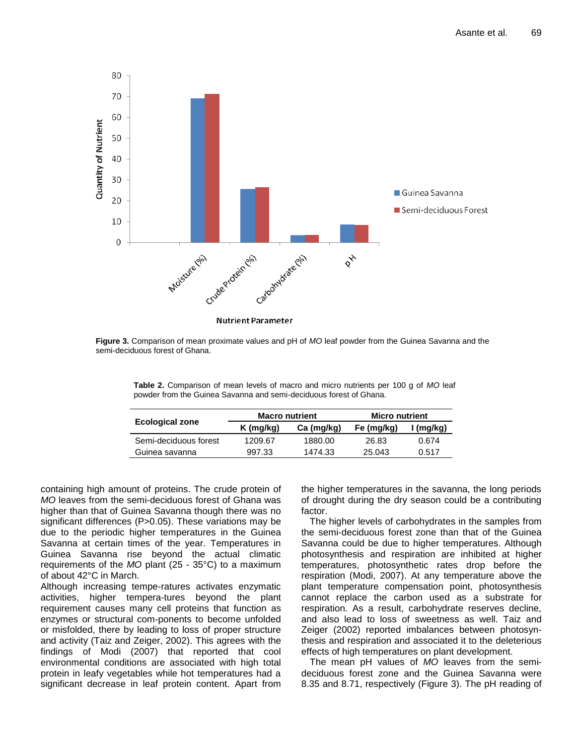**Figure 3.** Comparison of mean proximate values and pH of *MO* leaf powder from the Guinea Savanna and the semi-deciduous forest of Ghana.

**Table 2.** Comparison of mean levels of macro and micro nutrients per 100 g of *MO* leaf powder from the Guinea Savanna and semi-deciduous forest of Ghana.

| Ecological zone | Macro nutrient | | Micro nutrient | |
|---|---|---|---|---|
| | K (mg/kg) | Ca (mg/kg) | Fe (mg/kg) | I (mg/kg) |
| Semi-deciduous forest | 1209.67 | 1880.00 | 26.83 | 0.674 |
| Guinea savanna | 997.33 | 1474.33 | 25.043 | 0.517 |

containing high amount of proteins. The crude protein of *MO* leaves from the semi-deciduous forest of Ghana was higher than that of Guinea Savanna though there was no significant differences (P>0.05). These variations may be due to the periodic higher temperatures in the Guinea Savanna at certain times of the year. Temperatures in Guinea Savanna rise beyond the actual climatic requirements of the *MO* plant (25 - 35°C) to a maximum of about 42°C in March.

Although increasing tempe-ratures activates enzymatic activities, higher tempera-tures beyond the plant requirement causes many cell proteins that function as enzymes or structural com-ponents to become unfolded or misfolded, there by leading to loss of proper structure and activity (Taiz and Zeiger, 2002). This agrees with the findings of Modi (2007) that reported that cool environmental conditions are associated with high total protein in leafy vegetables while hot temperatures had a significant decrease in leaf protein content. Apart from the higher temperatures in the savanna, the long periods of drought during the dry season could be a contributing factor.

The higher levels of carbohydrates in the samples from the semi-deciduous forest zone than that of the Guinea Savanna could be due to higher temperatures. Although photosynthesis and respiration are inhibited at higher temperatures, photosynthetic rates drop before the respiration (Modi, 2007). At any temperature above the plant temperature compensation point, photosynthesis cannot replace the carbon used as a substrate for respiration. As a result, carbohydrate reserves decline, and also lead to loss of sweetness as well. Taiz and Zeiger (2002) reported imbalances between photosyn-thesis and respiration and associated it to the deleterious effects of high temperatures on plant development.

The mean pH values of *MO* leaves from the semi-deciduous forest zone and the Guinea Savanna were 8.35 and 8.71, respectively (Figure 3). The pH reading of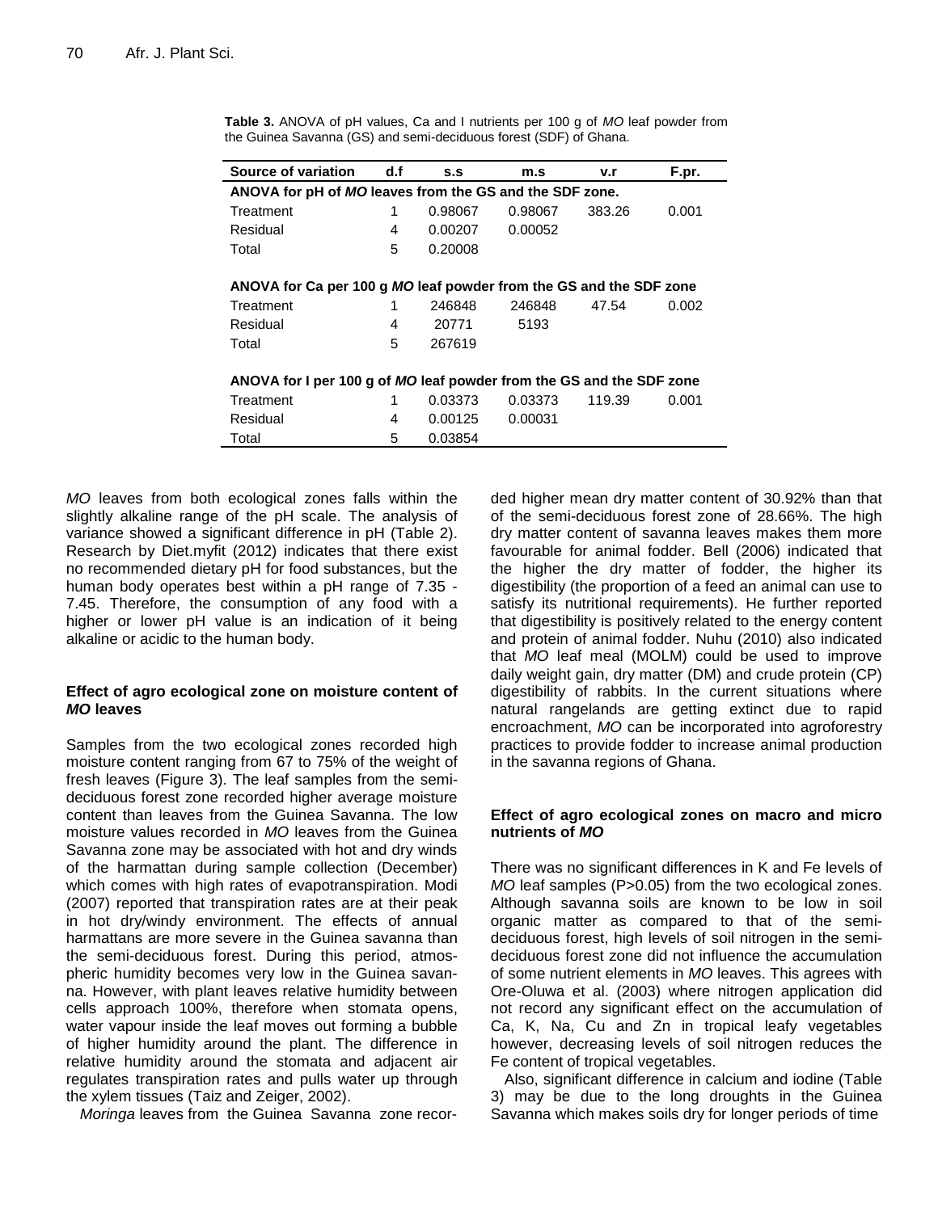**Table 3.** ANOVA of pH values, Ca and I nutrients per 100 g of *MO* leaf powder from the Guinea Savanna (GS) and semi-deciduous forest (SDF) of Ghana.

| Source of variation | d.f | s.s | m.s | v.r | F.pr. |
|---|---|---|---|---|---|
| **ANOVA for pH of *MO* leaves from the GS and the SDF zone.** | | | | | |
| Treatment | 1 | 0.98067 | 0.98067 | 383.26 | 0.001 |
| Residual | 4 | 0.00207 | 0.00052 | | |
| Total | 5 | 0.20008 | | | |
| **ANOVA for Ca per 100 g *MO* leaf powder from the GS and the SDF zone** | | | | | |
| Treatment | 1 | 246848 | 246848 | 47.54 | 0.002 |
| Residual | 4 | 20771 | 5193 | | |
| Total | 5 | 267619 | | | |
| **ANOVA for I per 100 g of *MO* leaf powder from the GS and the SDF zone** | | | | | |
| Treatment | 1 | 0.03373 | 0.03373 | 119.39 | 0.001 |
| Residual | 4 | 0.00125 | 0.00031 | | |
| Total | 5 | 0.03854 | | | |

*MO* leaves from both ecological zones falls within the slightly alkaline range of the pH scale. The analysis of variance showed a significant difference in pH (Table 2). Research by Diet.myfit (2012) indicates that there exist no recommended dietary pH for food substances, but the human body operates best within a pH range of 7.35 - 7.45. Therefore, the consumption of any food with a higher or lower pH value is an indication of it being alkaline or acidic to the human body.

### Effect of agro ecological zone on moisture content of *MO* leaves

Samples from the two ecological zones recorded high moisture content ranging from 67 to 75% of the weight of fresh leaves (Figure 3). The leaf samples from the semi-deciduous forest zone recorded higher average moisture content than leaves from the Guinea Savanna. The low moisture values recorded in *MO* leaves from the Guinea Savanna zone may be associated with hot and dry winds of the harmattan during sample collection (December) which comes with high rates of evapotranspiration. Modi (2007) reported that transpiration rates are at their peak in hot dry/windy environment. The effects of annual harmattans are more severe in the Guinea savanna than the semi-deciduous forest. During this period, atmospheric humidity becomes very low in the Guinea savanna. However, with plant leaves relative humidity between cells approach 100%, therefore when stomata opens, water vapour inside the leaf moves out forming a bubble of higher humidity around the plant. The difference in relative humidity around the stomata and adjacent air regulates transpiration rates and pulls water up through the xylem tissues (Taiz and Zeiger, 2002).

*Moringa* leaves from the Guinea Savanna zone recorded higher mean dry matter content of 30.92% than that of the semi-deciduous forest zone of 28.66%. The high dry matter content of savanna leaves makes them more favourable for animal fodder. Bell (2006) indicated that the higher the dry matter of fodder, the higher its digestibility (the proportion of a feed an animal can use to satisfy its nutritional requirements). He further reported that digestibility is positively related to the energy content and protein of animal fodder. Nuhu (2010) also indicated that *MO* leaf meal (MOLM) could be used to improve daily weight gain, dry matter (DM) and crude protein (CP) digestibility of rabbits. In the current situations where natural rangelands are getting extinct due to rapid encroachment, *MO* can be incorporated into agroforestry practices to provide fodder to increase animal production in the savanna regions of Ghana.

### Effect of agro ecological zones on macro and micro nutrients of *MO*

There was no significant differences in K and Fe levels of *MO* leaf samples ($P>0.05$) from the two ecological zones. Although savanna soils are known to be low in soil organic matter as compared to that of the semi-deciduous forest, high levels of soil nitrogen in the semi-deciduous forest zone did not influence the accumulation of some nutrient elements in *MO* leaves. This agrees with Ore-Oluwa et al. (2003) where nitrogen application did not record any significant effect on the accumulation of Ca, K, Na, Cu and Zn in tropical leafy vegetables however, decreasing levels of soil nitrogen reduces the Fe content of tropical vegetables.

Also, significant difference in calcium and iodine (Table 3) may be due to the long droughts in the Guinea Savanna which makes soils dry for longer periods of time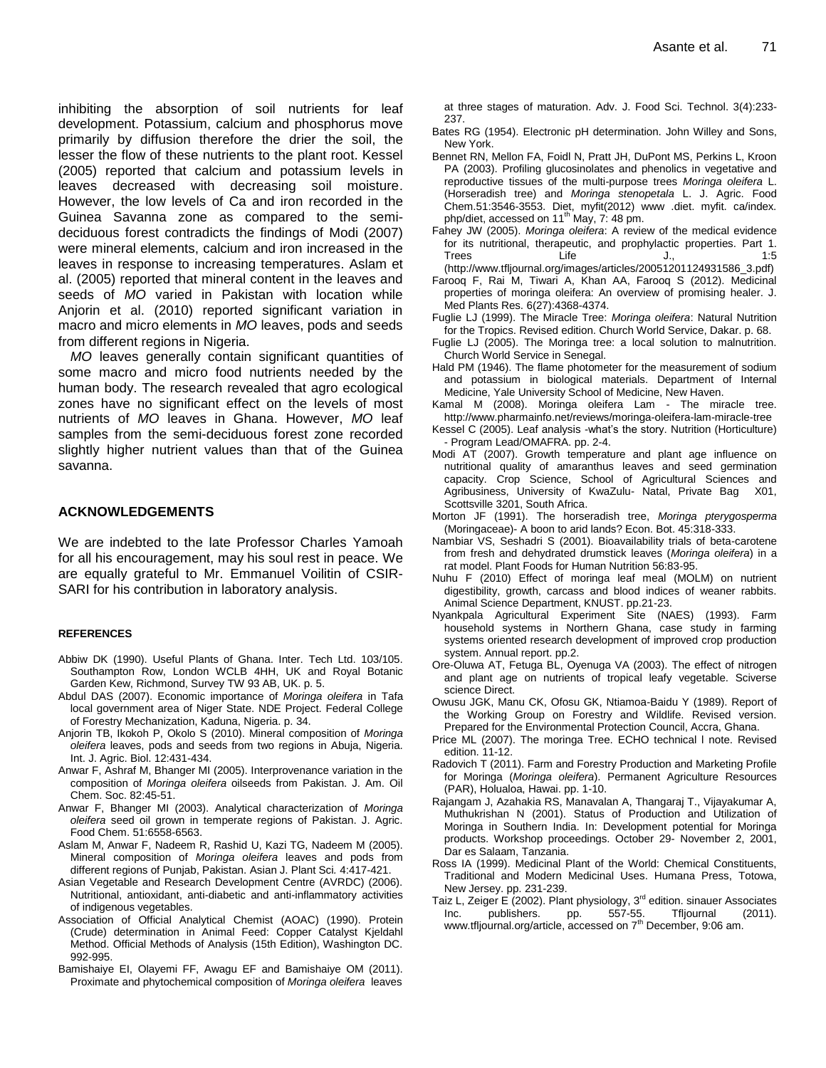inhibiting the absorption of soil nutrients for leaf development. Potassium, calcium and phosphorus move primarily by diffusion therefore the drier the soil, the lesser the flow of these nutrients to the plant root. Kessel (2005) reported that calcium and potassium levels in leaves decreased with decreasing soil moisture. However, the low levels of Ca and iron recorded in the Guinea Savanna zone as compared to the semi-deciduous forest contradicts the findings of Modi (2007) were mineral elements, calcium and iron increased in the leaves in response to increasing temperatures. Aslam et al. (2005) reported that mineral content in the leaves and seeds of *MO* varied in Pakistan with location while Anjorin et al. (2010) reported significant variation in macro and micro elements in *MO* leaves, pods and seeds from different regions in Nigeria.

*MO* leaves generally contain significant quantities of some macro and micro food nutrients needed by the human body. The research revealed that agro ecological zones have no significant effect on the levels of most nutrients of *MO* leaves in Ghana. However, *MO* leaf samples from the semi-deciduous forest zone recorded slightly higher nutrient values than that of the Guinea savanna.

## ACKNOWLEDGEMENTS

We are indebted to the late Professor Charles Yamoah for all his encouragement, may his soul rest in peace. We are equally grateful to Mr. Emmanuel Voilitin of CSIR-SARI for his contribution in laboratory analysis.

## REFERENCES

Abbiw DK (1990). Useful Plants of Ghana. Inter. Tech Ltd. 103/105. Southampton Row, London WCLB 4HH, UK and Royal Botanic Garden Kew, Richmond, Survey TW 93 AB, UK. p. 5.

Abdul DAS (2007). Economic importance of *Moringa oleifera* in Tafa local government area of Niger State. NDE Project. Federal College of Forestry Mechanization, Kaduna, Nigeria. p. 34.

Anjorin TB, Ikokoh P, Okolo S (2010). Mineral composition of *Moringa oleifera* leaves, pods and seeds from two regions in Abuja, Nigeria. Int. J. Agric. Biol. 12:431-434.

Anwar F, Ashraf M, Bhanger MI (2005). Interprovenance variation in the composition of *Moringa oleifera* oilseeds from Pakistan. J. Am. Oil Chem. Soc. 82:45-51.

Anwar F, Bhanger MI (2003). Analytical characterization of *Moringa oleifera* seed oil grown in temperate regions of Pakistan. J. Agric. Food Chem. 51:6558-6563.

Aslam M, Anwar F, Nadeem R, Rashid U, Kazi TG, Nadeem M (2005). Mineral composition of *Moringa oleifera* leaves and pods from different regions of Punjab, Pakistan. Asian J. Plant Sci. 4:417-421.

Asian Vegetable and Research Development Centre (AVRDC) (2006). Nutritional, antioxidant, anti-diabetic and anti-inflammatory activities of indigenous vegetables.

Association of Official Analytical Chemist (AOAC) (1990). Protein (Crude) determination in Animal Feed: Copper Catalyst Kjeldahl Method. Official Methods of Analysis (15th Edition), Washington DC. 992-995.

Bamishaiye EI, Olayemi FF, Awagu EF and Bamishaiye OM (2011). Proximate and phytochemical composition of *Moringa oleifera* leaves at three stages of maturation. Adv. J. Food Sci. Technol. 3(4):233-237.

Bates RG (1954). Electronic pH determination. John Willey and Sons, New York.

Bennet RN, Mellon FA, Foidl N, Pratt JH, DuPont MS, Perkins L, Kroon PA (2003). Profiling glucosinolates and phenolics in vegetative and reproductive tissues of the multi-purpose trees *Moringa oleifera* L. (Horseradish tree) and *Moringa stenopetala* L. J. Agric. Food Chem.51:3546-3553. Diet, myfit(2012) www .diet. myfit. ca/index. php/diet, accessed on 11th May, 7: 48 pm.

Fahey JW (2005). *Moringa oleifera*: A review of the medical evidence for its nutritional, therapeutic, and prophylactic properties. Part 1. Trees Life J., 1:5 (http://www.tfljournal.org/images/articles/20051201124931586_3.pdf)

Farooq F, Rai M, Tiwari A, Khan AA, Farooq S (2012). Medicinal properties of moringa oleifera: An overview of promising healer. J. Med Plants Res. 6(27):4368-4374.

Fuglie LJ (1999). The Miracle Tree: *Moringa oleifera*: Natural Nutrition for the Tropics. Revised edition. Church World Service, Dakar. p. 68.

Fuglie LJ (2005). The Moringa tree: a local solution to malnutrition. Church World Service in Senegal.

Hald PM (1946). The flame photometer for the measurement of sodium and potassium in biological materials. Department of Internal Medicine, Yale University School of Medicine, New Haven.

Kamal M (2008). Moringa oleifera Lam - The miracle tree. http://www.pharmainfo.net/reviews/moringa-oleifera-lam-miracle-tree

Kessel C (2005). Leaf analysis -what's the story. Nutrition (Horticulture) - Program Lead/OMAFRA. pp. 2-4.

Modi AT (2007). Growth temperature and plant age influence on nutritional quality of amaranthus leaves and seed germination capacity. Crop Science, School of Agricultural Sciences and Agribusiness, University of KwaZulu- Natal, Private Bag X01, Scottsville 3201, South Africa.

Morton JF (1991). The horseradish tree, *Moringa pterygosperma* (Moringaceae)- A boon to arid lands? Econ. Bot. 45:318-333.

Nambiar VS, Seshadri S (2001). Bioavailability trials of beta-carotene from fresh and dehydrated drumstick leaves (*Moringa oleifera*) in a rat model. Plant Foods for Human Nutrition 56:83-95.

Nuhu F (2010) Effect of moringa leaf meal (MOLM) on nutrient digestibility, growth, carcass and blood indices of weaner rabbits. Animal Science Department, KNUST. pp.21-23.

Nyankpala Agricultural Experiment Site (NAES) (1993). Farm household systems in Northern Ghana, case study in farming systems oriented research development of improved crop production system. Annual report. pp.2.

Ore-Oluwa AT, Fetuga BL, Oyenuga VA (2003). The effect of nitrogen and plant age on nutrients of tropical leafy vegetable. Sciverse science Direct.

Owusu JGK, Manu CK, Ofosu GK, Ntiamoa-Baidu Y (1989). Report of the Working Group on Forestry and Wildlife. Revised version. Prepared for the Environmental Protection Council, Accra, Ghana.

Price ML (2007). The moringa Tree. ECHO technical l note. Revised edition. 11-12.

Radovich T (2011). Farm and Forestry Production and Marketing Profile for Moringa (*Moringa oleifera*). Permanent Agriculture Resources (PAR), Holualoa, Hawai. pp. 1-10.

Rajangam J, Azahakia RS, Manavalan A, Thangaraj T., Vijayakumar A, Muthukrishan N (2001). Status of Production and Utilization of Moringa in Southern India. In: Development potential for Moringa products. Workshop proceedings. October 29- November 2, 2001, Dar es Salaam, Tanzania.

Ross IA (1999). Medicinal Plant of the World: Chemical Constituents, Traditional and Modern Medicinal Uses. Humana Press, Totowa, New Jersey. pp. 231-239.

Taiz L, Zeiger E (2002). Plant physiology, 3rd edition. sinauer Associates Inc. publishers. pp. 557-55. Tfljournal (2011). www.tfljournal.org/article, accessed on 7th December, 9:06 am.